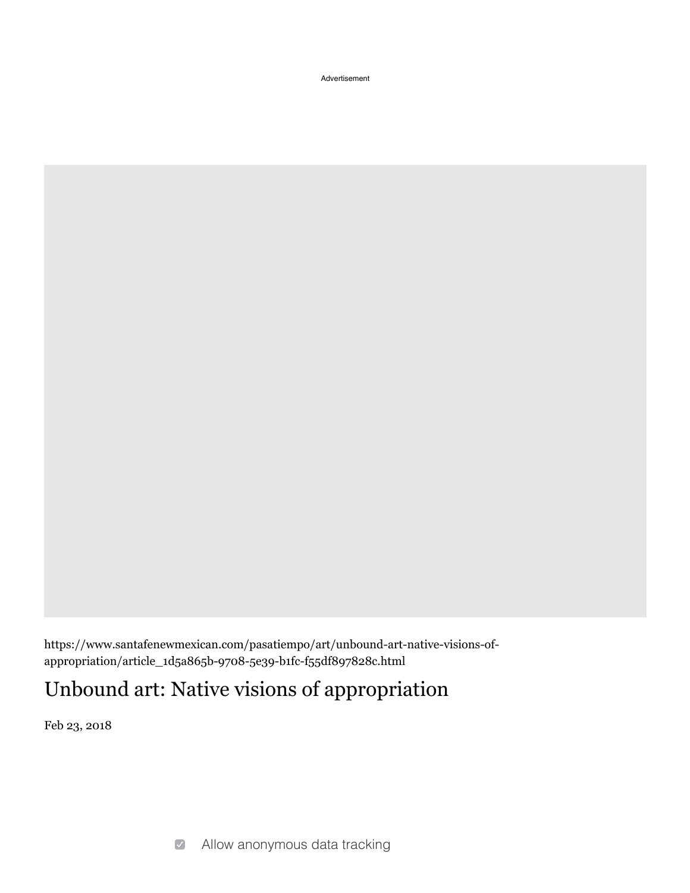https://www.santafenewmexican.com/pasatiempo/art/unbound-art-native-visions-of-appropriation/article_1d5a865b-9708-5e39-b1fc-f55df897828c.html

# Unbound art: Native visions of appropriation

Feb 23, 2018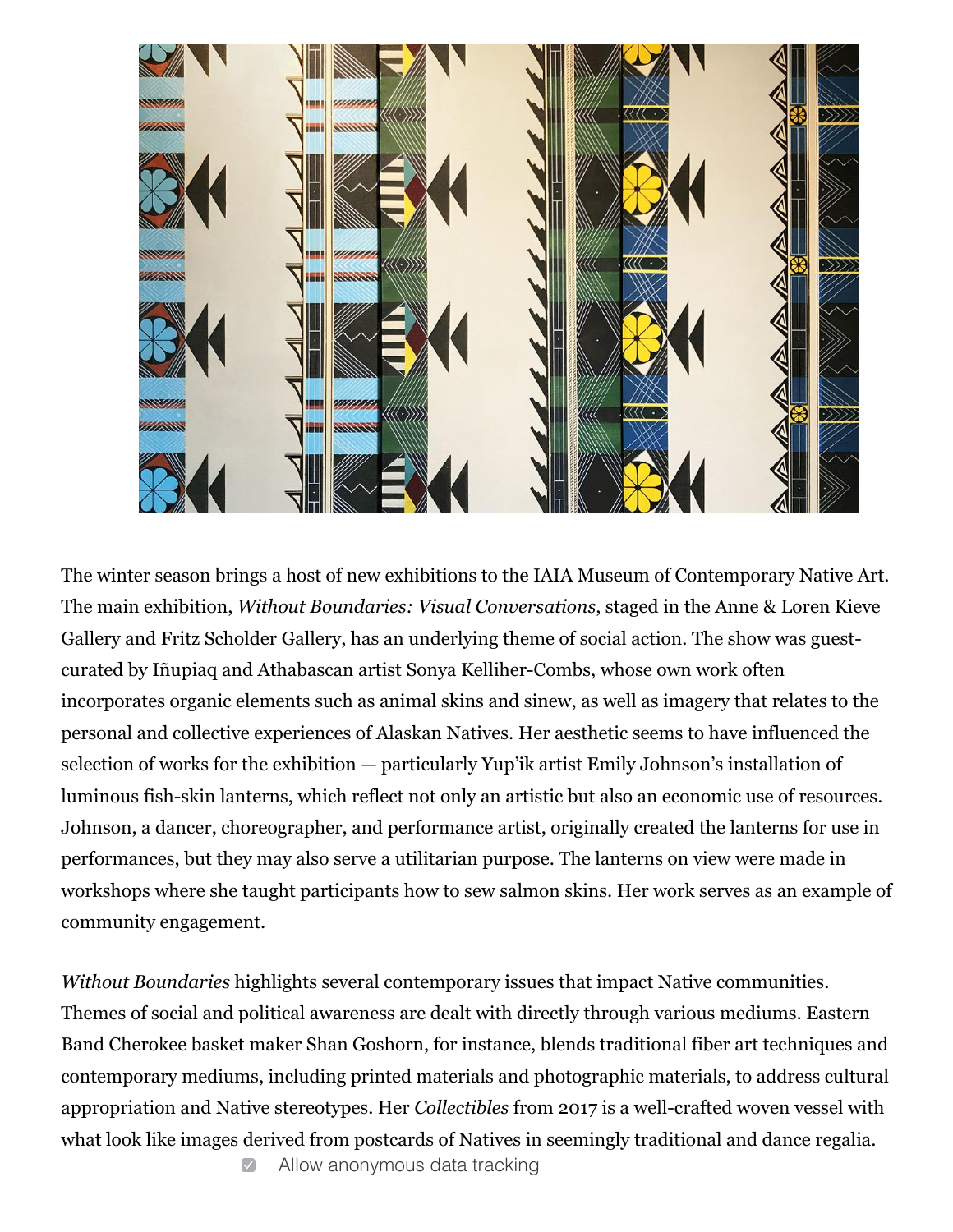The winter season brings a host of new exhibitions to the IAIA Museum of Contemporary Native Art. The main exhibition, *Without Boundaries: Visual Conversations*, staged in the Anne & Loren Kieve Gallery and Fritz Scholder Gallery, has an underlying theme of social action. The show was guest-curated by Iñupiaq and Athabascan artist Sonya Kelliher-Combs, whose own work often incorporates organic elements such as animal skins and sinew, as well as imagery that relates to the personal and collective experiences of Alaskan Natives. Her aesthetic seems to have influenced the selection of works for the exhibition — particularly Yup'ik artist Emily Johnson's installation of luminous fish-skin lanterns, which reflect not only an artistic but also an economic use of resources. Johnson, a dancer, choreographer, and performance artist, originally created the lanterns for use in performances, but they may also serve a utilitarian purpose. The lanterns on view were made in workshops where she taught participants how to sew salmon skins. Her work serves as an example of community engagement.

*Without Boundaries* highlights several contemporary issues that impact Native communities. Themes of social and political awareness are dealt with directly through various mediums. Eastern Band Cherokee basket maker Shan Goshorn, for instance, blends traditional fiber art techniques and contemporary mediums, including printed materials and photographic materials, to address cultural appropriation and Native stereotypes. Her *Collectibles* from 2017 is a well-crafted woven vessel with what look like images derived from postcards of Natives in seemingly traditional and dance regalia.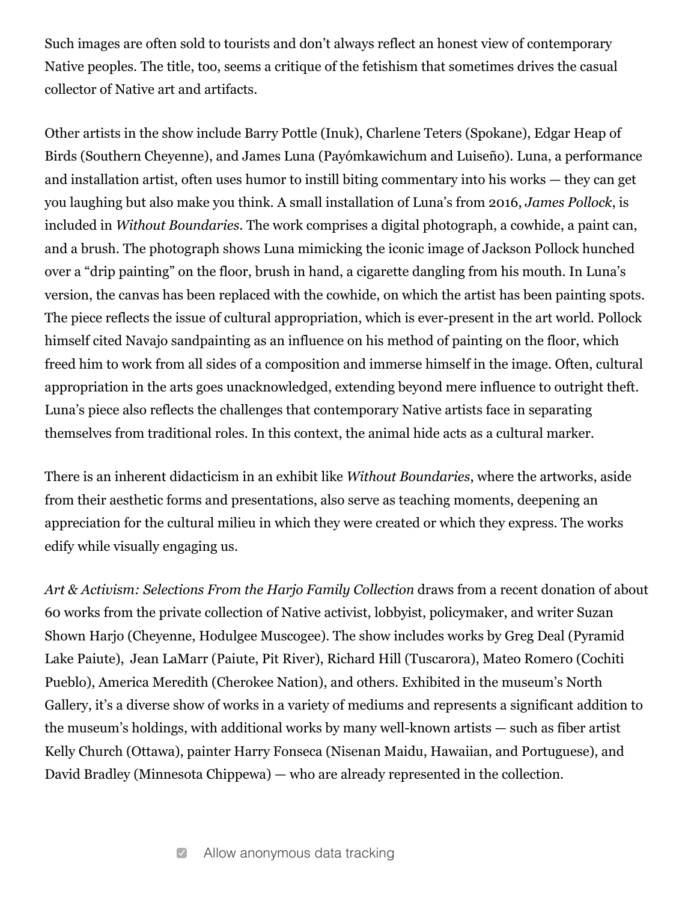Such images are often sold to tourists and don't always reflect an honest view of contemporary Native peoples. The title, too, seems a critique of the fetishism that sometimes drives the casual collector of Native art and artifacts.

Other artists in the show include Barry Pottle (Inuk), Charlene Teters (Spokane), Edgar Heap of Birds (Southern Cheyenne), and James Luna (Payómkawichum and Luiseño). Luna, a performance and installation artist, often uses humor to instill biting commentary into his works — they can get you laughing but also make you think. A small installation of Luna's from 2016, *James Pollock*, is included in *Without Boundaries*. The work comprises a digital photograph, a cowhide, a paint can, and a brush. The photograph shows Luna mimicking the iconic image of Jackson Pollock hunched over a "drip painting" on the floor, brush in hand, a cigarette dangling from his mouth. In Luna's version, the canvas has been replaced with the cowhide, on which the artist has been painting spots. The piece reflects the issue of cultural appropriation, which is ever-present in the art world. Pollock himself cited Navajo sandpainting as an influence on his method of painting on the floor, which freed him to work from all sides of a composition and immerse himself in the image. Often, cultural appropriation in the arts goes unacknowledged, extending beyond mere influence to outright theft. Luna's piece also reflects the challenges that contemporary Native artists face in separating themselves from traditional roles. In this context, the animal hide acts as a cultural marker.

There is an inherent didacticism in an exhibit like *Without Boundaries*, where the artworks, aside from their aesthetic forms and presentations, also serve as teaching moments, deepening an appreciation for the cultural milieu in which they were created or which they express. The works edify while visually engaging us.

*Art & Activism: Selections From the Harjo Family Collection* draws from a recent donation of about 60 works from the private collection of Native activist, lobbyist, policymaker, and writer Suzan Shown Harjo (Cheyenne, Hodulgee Muscogee). The show includes works by Greg Deal (Pyramid Lake Paiute), Jean LaMarr (Paiute, Pit River), Richard Hill (Tuscarora), Mateo Romero (Cochiti Pueblo), America Meredith (Cherokee Nation), and others. Exhibited in the museum's North Gallery, it's a diverse show of works in a variety of mediums and represents a significant addition to the museum's holdings, with additional works by many well-known artists — such as fiber artist Kelly Church (Ottawa), painter Harry Fonseca (Nisenan Maidu, Hawaiian, and Portuguese), and David Bradley (Minnesota Chippewa) — who are already represented in the collection.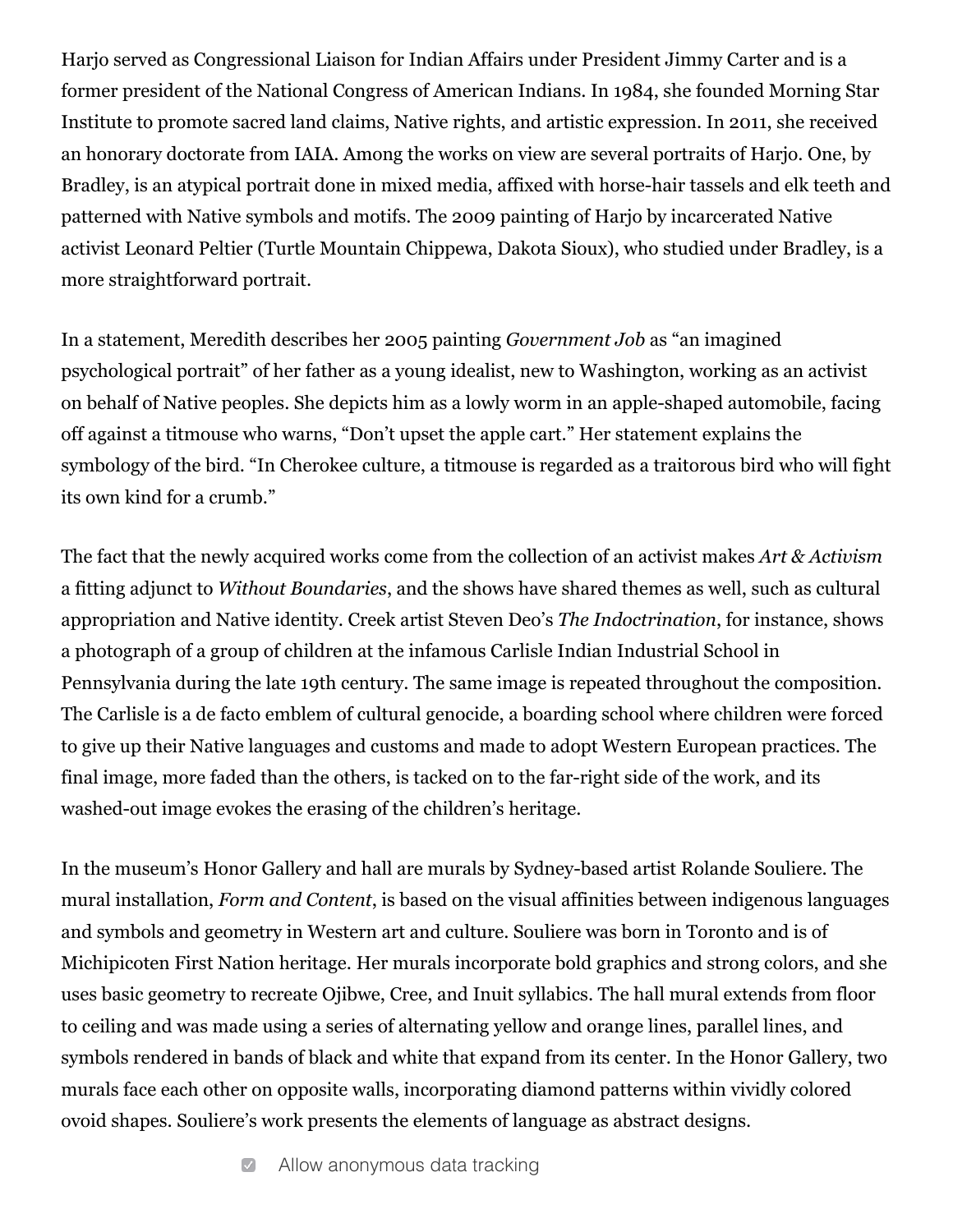Harjo served as Congressional Liaison for Indian Affairs under President Jimmy Carter and is a former president of the National Congress of American Indians. In 1984, she founded Morning Star Institute to promote sacred land claims, Native rights, and artistic expression. In 2011, she received an honorary doctorate from IAIA. Among the works on view are several portraits of Harjo. One, by Bradley, is an atypical portrait done in mixed media, affixed with horse-hair tassels and elk teeth and patterned with Native symbols and motifs. The 2009 painting of Harjo by incarcerated Native activist Leonard Peltier (Turtle Mountain Chippewa, Dakota Sioux), who studied under Bradley, is a more straightforward portrait.

In a statement, Meredith describes her 2005 painting *Government Job* as "an imagined psychological portrait" of her father as a young idealist, new to Washington, working as an activist on behalf of Native peoples. She depicts him as a lowly worm in an apple-shaped automobile, facing off against a titmouse who warns, "Don't upset the apple cart." Her statement explains the symbology of the bird. "In Cherokee culture, a titmouse is regarded as a traitorous bird who will fight its own kind for a crumb."

The fact that the newly acquired works come from the collection of an activist makes *Art & Activism* a fitting adjunct to *Without Boundaries*, and the shows have shared themes as well, such as cultural appropriation and Native identity. Creek artist Steven Deo's *The Indoctrination*, for instance, shows a photograph of a group of children at the infamous Carlisle Indian Industrial School in Pennsylvania during the late 19th century. The same image is repeated throughout the composition. The Carlisle is a de facto emblem of cultural genocide, a boarding school where children were forced to give up their Native languages and customs and made to adopt Western European practices. The final image, more faded than the others, is tacked on to the far-right side of the work, and its washed-out image evokes the erasing of the children's heritage.

In the museum's Honor Gallery and hall are murals by Sydney-based artist Rolande Souliere. The mural installation, *Form and Content*, is based on the visual affinities between indigenous languages and symbols and geometry in Western art and culture. Souliere was born in Toronto and is of Michipicoten First Nation heritage. Her murals incorporate bold graphics and strong colors, and she uses basic geometry to recreate Ojibwe, Cree, and Inuit syllabics. The hall mural extends from floor to ceiling and was made using a series of alternating yellow and orange lines, parallel lines, and symbols rendered in bands of black and white that expand from its center. In the Honor Gallery, two murals face each other on opposite walls, incorporating diamond patterns within vividly colored ovoid shapes. Souliere's work presents the elements of language as abstract designs.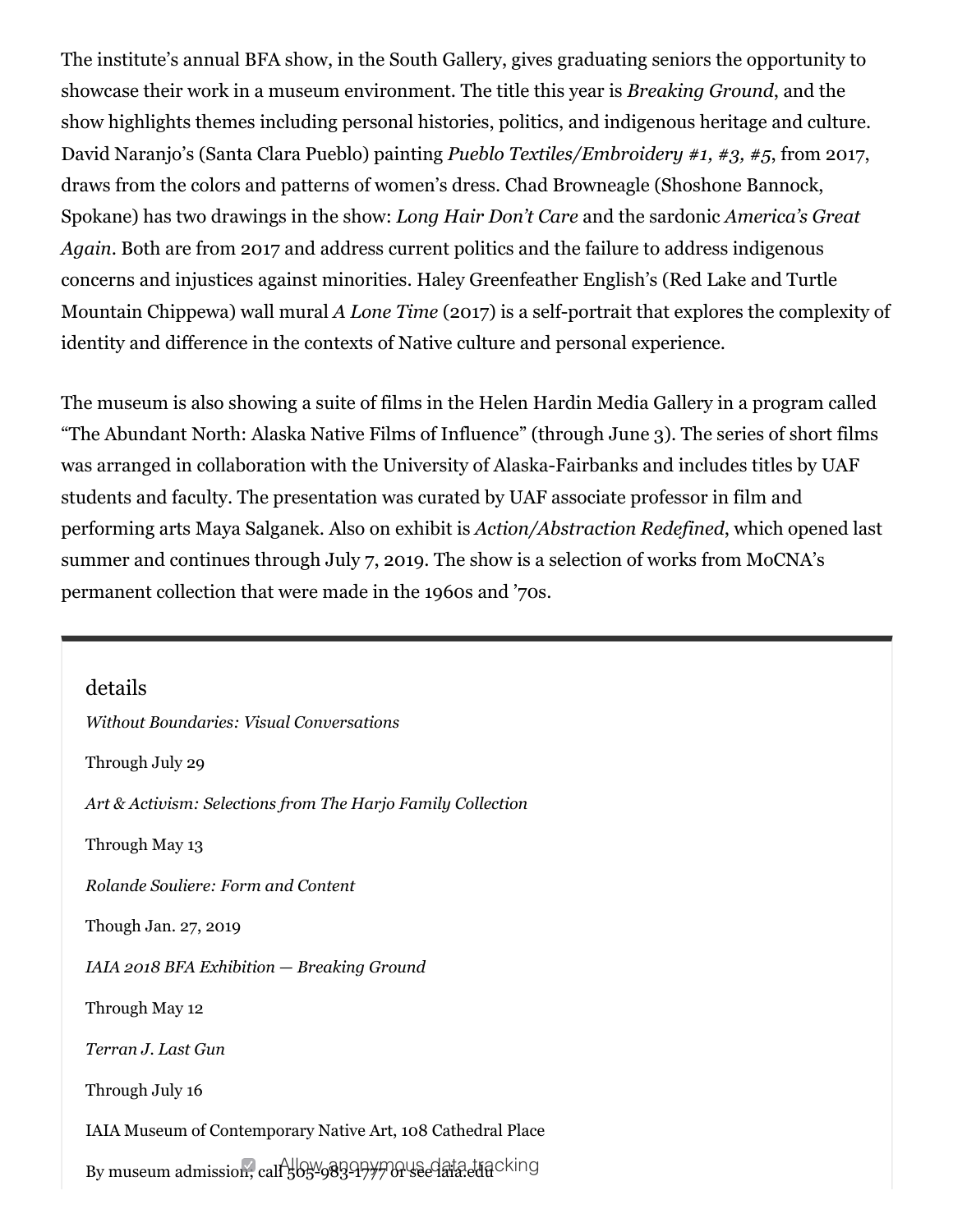The institute's annual BFA show, in the South Gallery, gives graduating seniors the opportunity to showcase their work in a museum environment. The title this year is *Breaking Ground*, and the show highlights themes including personal histories, politics, and indigenous heritage and culture. David Naranjo's (Santa Clara Pueblo) painting *Pueblo Textiles/Embroidery #1, #3, #5*, from 2017, draws from the colors and patterns of women's dress. Chad Browneagle (Shoshone Bannock, Spokane) has two drawings in the show: *Long Hair Don't Care* and the sardonic *America's Great Again*. Both are from 2017 and address current politics and the failure to address indigenous concerns and injustices against minorities. Haley Greenfeather English's (Red Lake and Turtle Mountain Chippewa) wall mural *A Lone Time* (2017) is a self-portrait that explores the complexity of identity and difference in the contexts of Native culture and personal experience.

The museum is also showing a suite of films in the Helen Hardin Media Gallery in a program called "The Abundant North: Alaska Native Films of Influence" (through June 3). The series of short films was arranged in collaboration with the University of Alaska-Fairbanks and includes titles by UAF students and faculty. The presentation was curated by UAF associate professor in film and performing arts Maya Salganek. Also on exhibit is *Action/Abstraction Redefined*, which opened last summer and continues through July 7, 2019. The show is a selection of works from MoCNA's permanent collection that were made in the 1960s and '70s.

---

details

*Without Boundaries: Visual Conversations*

Through July 29

*Art & Activism: Selections from The Harjo Family Collection*

Through May 13

*Rolande Souliere: Form and Content*

Though Jan. 27, 2019

*IAIA 2018 BFA Exhibition — Breaking Ground*

Through May 12

*Terran J. Last Gun*

Through July 16

IAIA Museum of Contemporary Native Art, 108 Cathedral Place

By museum admission, call 505-983-1777 or see iaia.edu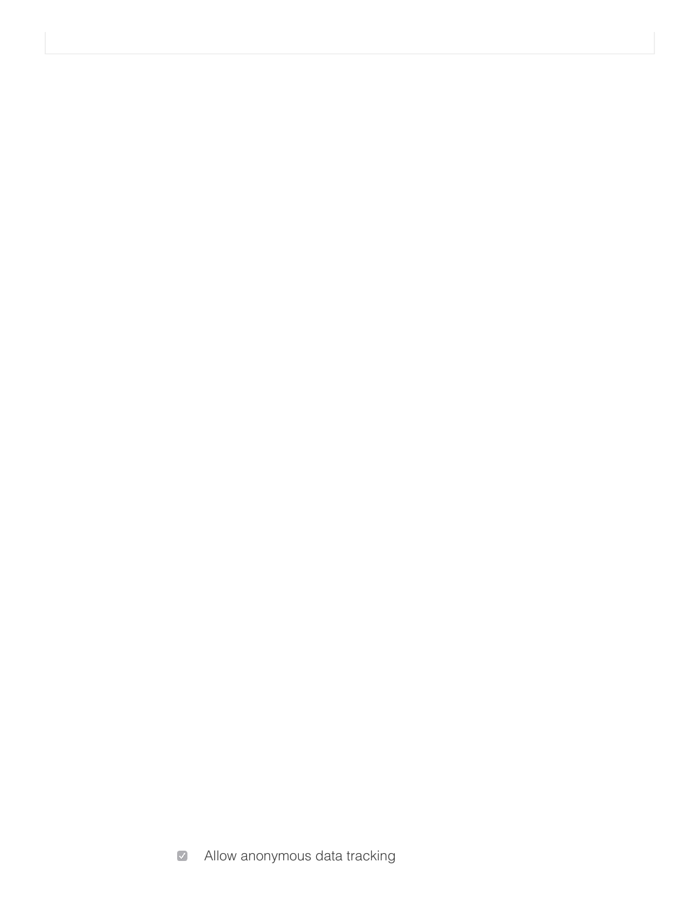- [x] Allow anonymous data tracking